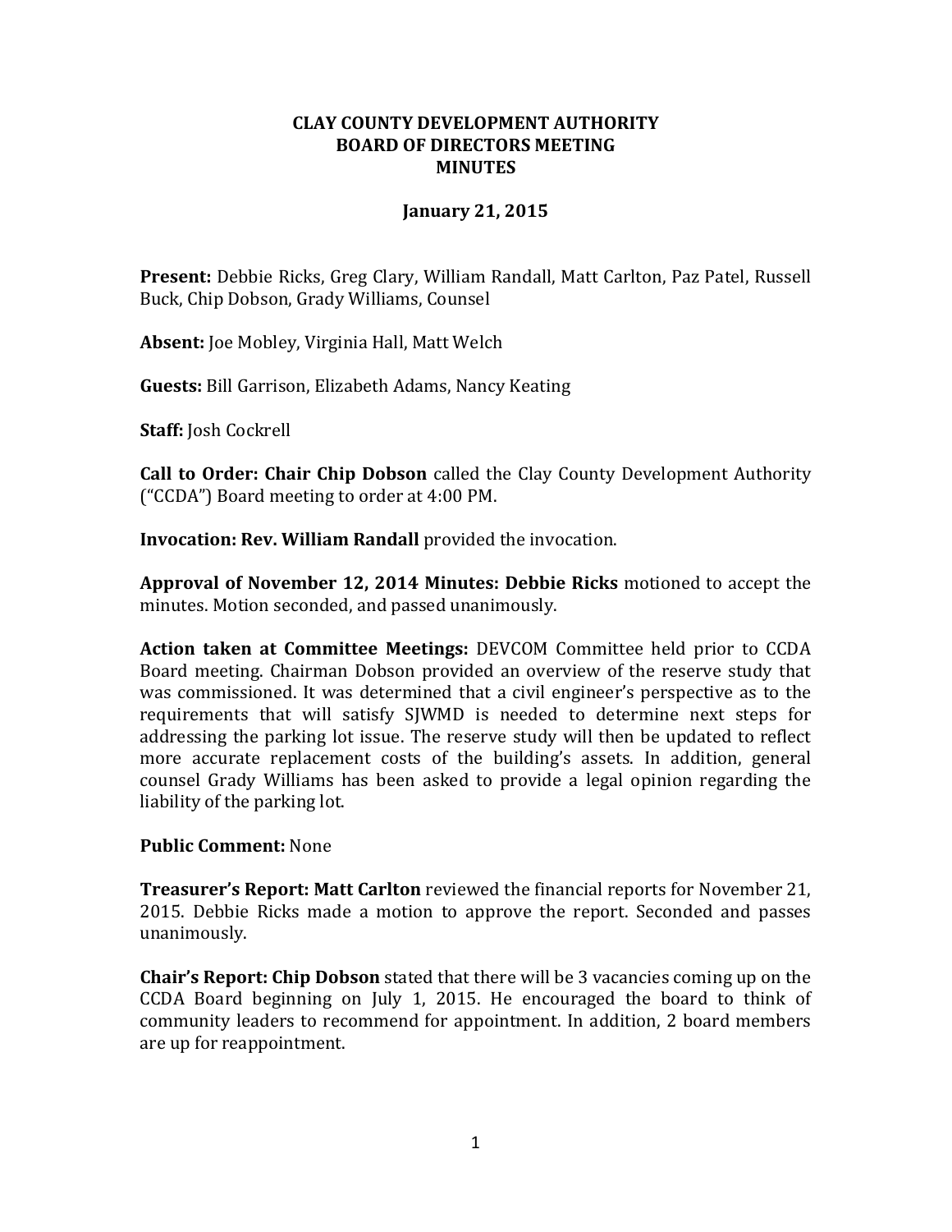# CLAY COUNTY DEVELOPMENT AUTHORITY
## BOARD OF DIRECTORS MEETING
## MINUTES

**January 21, 2015**

**Present:** Debbie Ricks, Greg Clary, William Randall, Matt Carlton, Paz Patel, Russell Buck, Chip Dobson, Grady Williams, Counsel

**Absent:** Joe Mobley, Virginia Hall, Matt Welch

**Guests:** Bill Garrison, Elizabeth Adams, Nancy Keating

**Staff:** Josh Cockrell

**Call to Order: Chair Chip Dobson** called the Clay County Development Authority ("CCDA") Board meeting to order at 4:00 PM.

**Invocation: Rev. William Randall** provided the invocation.

**Approval of November 12, 2014 Minutes: Debbie Ricks** motioned to accept the minutes. Motion seconded, and passed unanimously.

**Action taken at Committee Meetings:** DEVCOM Committee held prior to CCDA Board meeting. Chairman Dobson provided an overview of the reserve study that was commissioned. It was determined that a civil engineer's perspective as to the requirements that will satisfy SJWMD is needed to determine next steps for addressing the parking lot issue. The reserve study will then be updated to reflect more accurate replacement costs of the building's assets. In addition, general counsel Grady Williams has been asked to provide a legal opinion regarding the liability of the parking lot.

**Public Comment:** None

**Treasurer's Report: Matt Carlton** reviewed the financial reports for November 21, 2015. Debbie Ricks made a motion to approve the report. Seconded and passes unanimously.

**Chair's Report: Chip Dobson** stated that there will be 3 vacancies coming up on the CCDA Board beginning on July 1, 2015. He encouraged the board to think of community leaders to recommend for appointment. In addition, 2 board members are up for reappointment.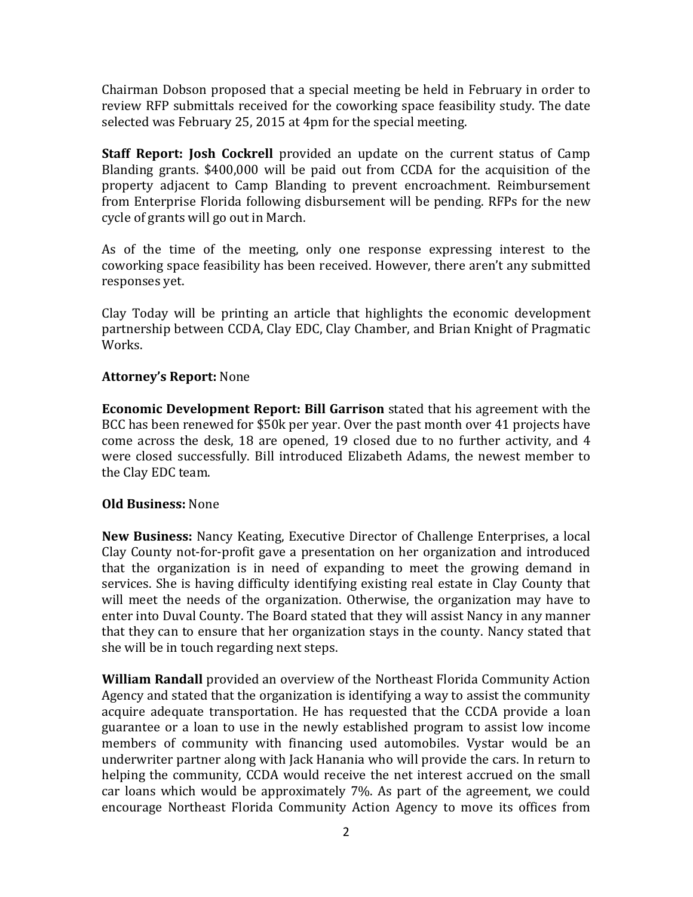Chairman Dobson proposed that a special meeting be held in February in order to review RFP submittals received for the coworking space feasibility study. The date selected was February 25, 2015 at 4pm for the special meeting.

**Staff Report: Josh Cockrell** provided an update on the current status of Camp Blanding grants. $400,000 will be paid out from CCDA for the acquisition of the property adjacent to Camp Blanding to prevent encroachment. Reimbursement from Enterprise Florida following disbursement will be pending. RFPs for the new cycle of grants will go out in March.

As of the time of the meeting, only one response expressing interest to the coworking space feasibility has been received. However, there aren't any submitted responses yet.

Clay Today will be printing an article that highlights the economic development partnership between CCDA, Clay EDC, Clay Chamber, and Brian Knight of Pragmatic Works.

**Attorney's Report:** None

**Economic Development Report: Bill Garrison** stated that his agreement with the BCC has been renewed for $50k per year. Over the past month over 41 projects have come across the desk, 18 are opened, 19 closed due to no further activity, and 4 were closed successfully. Bill introduced Elizabeth Adams, the newest member to the Clay EDC team.

**Old Business:** None

**New Business:** Nancy Keating, Executive Director of Challenge Enterprises, a local Clay County not-for-profit gave a presentation on her organization and introduced that the organization is in need of expanding to meet the growing demand in services. She is having difficulty identifying existing real estate in Clay County that will meet the needs of the organization. Otherwise, the organization may have to enter into Duval County. The Board stated that they will assist Nancy in any manner that they can to ensure that her organization stays in the county. Nancy stated that she will be in touch regarding next steps.

**William Randall** provided an overview of the Northeast Florida Community Action Agency and stated that the organization is identifying a way to assist the community acquire adequate transportation. He has requested that the CCDA provide a loan guarantee or a loan to use in the newly established program to assist low income members of community with financing used automobiles. Vystar would be an underwriter partner along with Jack Hanania who will provide the cars. In return to helping the community, CCDA would receive the net interest accrued on the small car loans which would be approximately 7%. As part of the agreement, we could encourage Northeast Florida Community Action Agency to move its offices from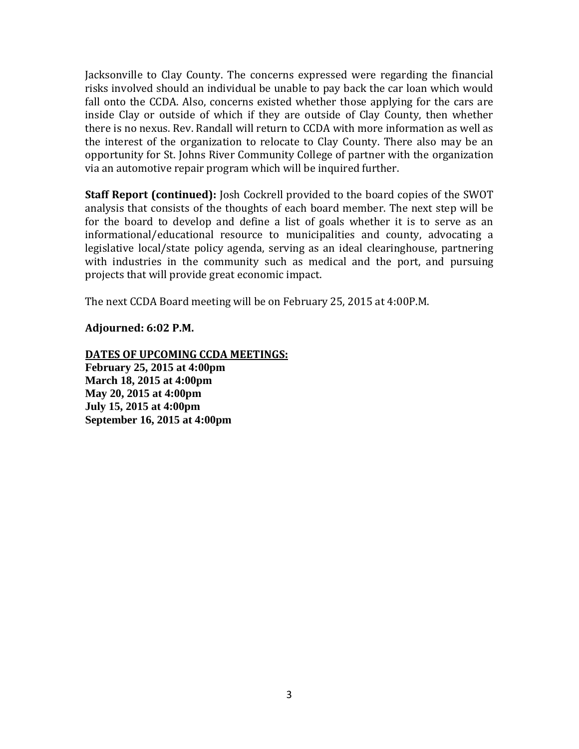Jacksonville to Clay County. The concerns expressed were regarding the financial risks involved should an individual be unable to pay back the car loan which would fall onto the CCDA. Also, concerns existed whether those applying for the cars are inside Clay or outside of which if they are outside of Clay County, then whether there is no nexus. Rev. Randall will return to CCDA with more information as well as the interest of the organization to relocate to Clay County. There also may be an opportunity for St. Johns River Community College of partner with the organization via an automotive repair program which will be inquired further.

**Staff Report (continued):** Josh Cockrell provided to the board copies of the SWOT analysis that consists of the thoughts of each board member. The next step will be for the board to develop and define a list of goals whether it is to serve as an informational/educational resource to municipalities and county, advocating a legislative local/state policy agenda, serving as an ideal clearinghouse, partnering with industries in the community such as medical and the port, and pursuing projects that will provide great economic impact.

The next CCDA Board meeting will be on February 25, 2015 at 4:00P.M.

**Adjourned: 6:02 P.M.**

**DATES OF UPCOMING CCDA MEETINGS:**
**February 25, 2015 at 4:00pm**
**March 18, 2015 at 4:00pm**
**May 20, 2015 at 4:00pm**
**July 15, 2015 at 4:00pm**
**September 16, 2015 at 4:00pm**